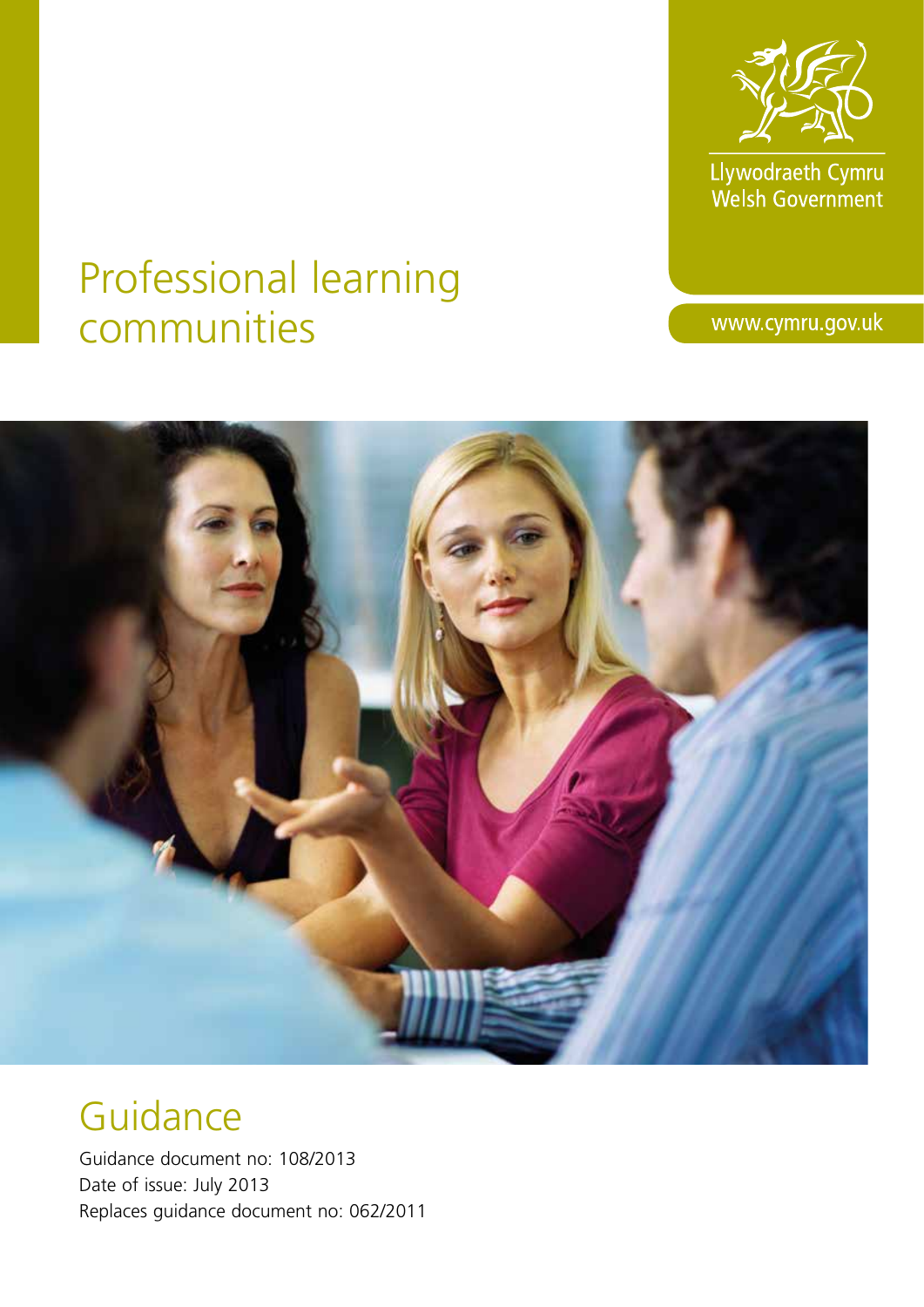Llywodraeth Cymru
Welsh Government

www.cymru.gov.uk

# Professional learning communities

## Guidance

Guidance document no: 108/2013
Date of issue: July 2013
Replaces guidance document no: 062/2011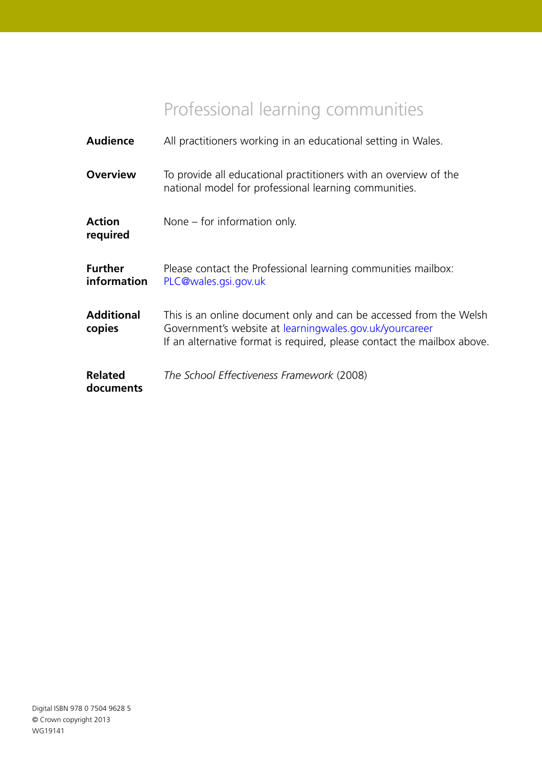# Professional learning communities

**Audience** All practitioners working in an educational setting in Wales.

**Overview** To provide all educational practitioners with an overview of the national model for professional learning communities.

**Action required** None – for information only.

**Further information** Please contact the Professional learning communities mailbox: PLC@wales.gsi.gov.uk

**Additional copies** This is an online document only and can be accessed from the Welsh Government's website at learningwales.gov.uk/yourcareer
If an alternative format is required, please contact the mailbox above.

**Related documents** *The School Effectiveness Framework* (2008)

Digital ISBN 978 0 7504 9628 5
© Crown copyright 2013
WG19141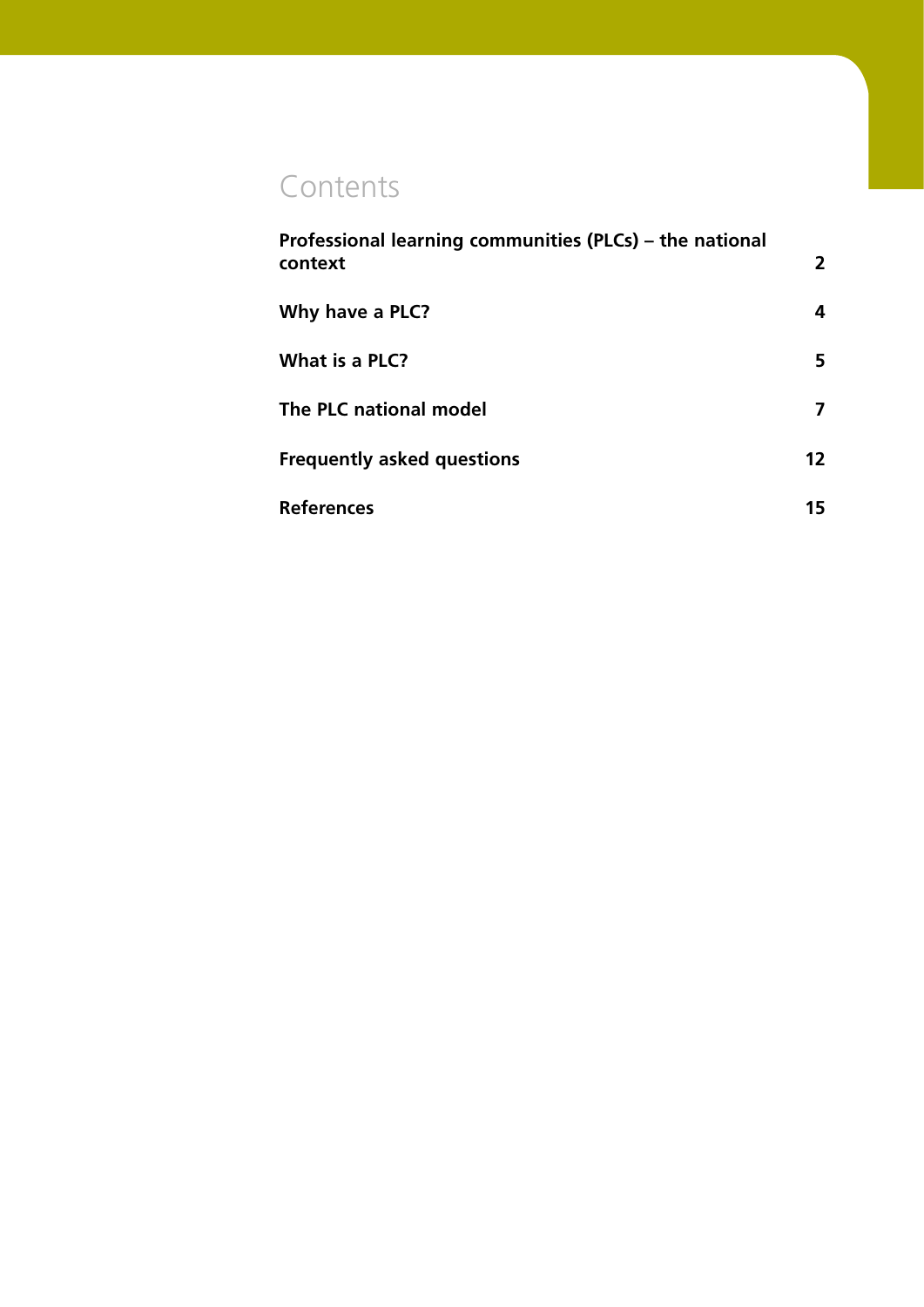# Contents

| | |
|---|---|
| **Professional learning communities (PLCs) – the national context** | **2** |
| **Why have a PLC?** | **4** |
| **What is a PLC?** | **5** |
| **The PLC national model** | **7** |
| **Frequently asked questions** | **12** |
| **References** | **15** |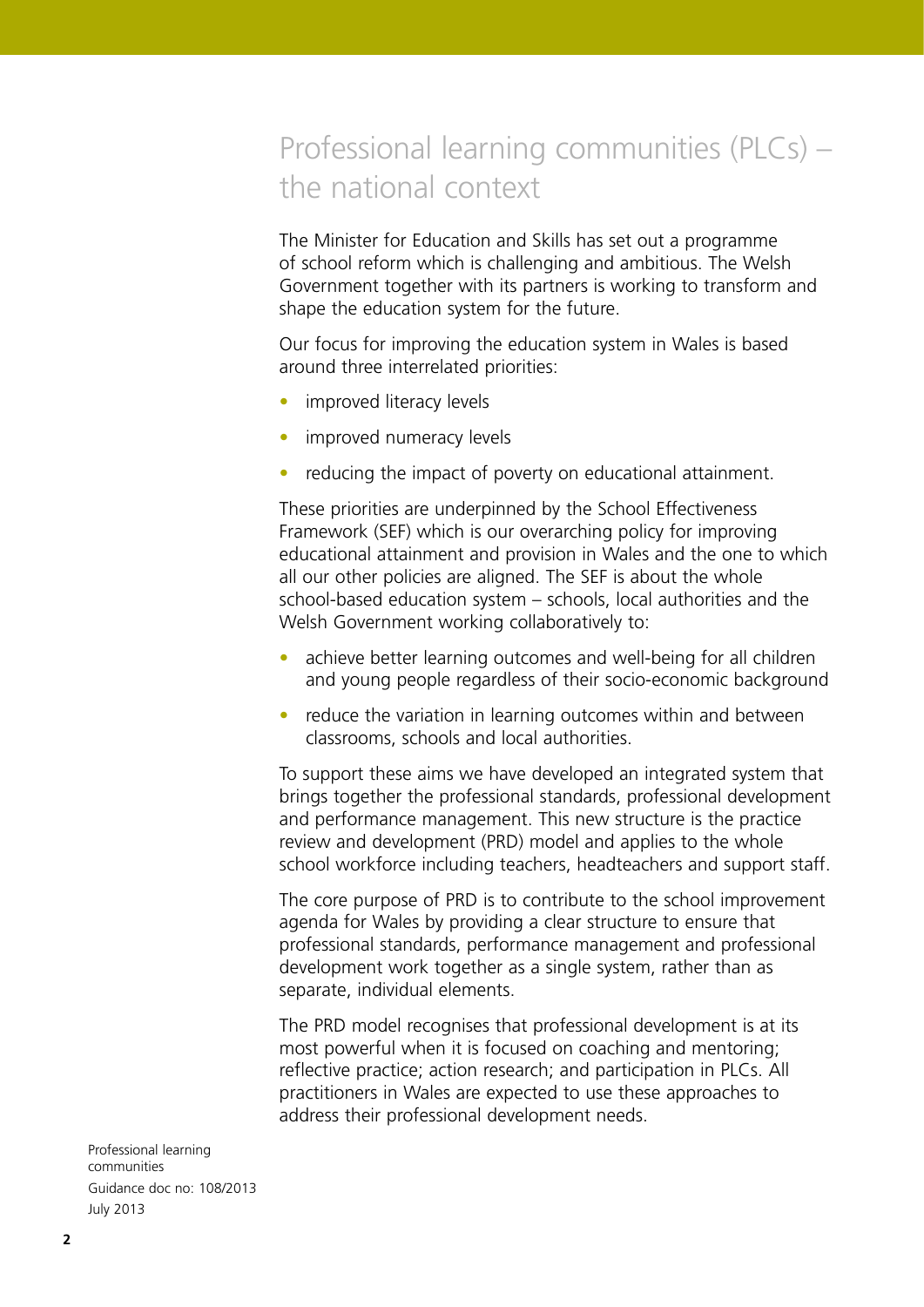# Professional learning communities (PLCs) – the national context

The Minister for Education and Skills has set out a programme of school reform which is challenging and ambitious. The Welsh Government together with its partners is working to transform and shape the education system for the future.

Our focus for improving the education system in Wales is based around three interrelated priorities:

- improved literacy levels
- improved numeracy levels
- reducing the impact of poverty on educational attainment.

These priorities are underpinned by the School Effectiveness Framework (SEF) which is our overarching policy for improving educational attainment and provision in Wales and the one to which all our other policies are aligned. The SEF is about the whole school-based education system – schools, local authorities and the Welsh Government working collaboratively to:

- achieve better learning outcomes and well-being for all children and young people regardless of their socio-economic background
- reduce the variation in learning outcomes within and between classrooms, schools and local authorities.

To support these aims we have developed an integrated system that brings together the professional standards, professional development and performance management. This new structure is the practice review and development (PRD) model and applies to the whole school workforce including teachers, headteachers and support staff.

The core purpose of PRD is to contribute to the school improvement agenda for Wales by providing a clear structure to ensure that professional standards, performance management and professional development work together as a single system, rather than as separate, individual elements.

The PRD model recognises that professional development is at its most powerful when it is focused on coaching and mentoring; reflective practice; action research; and participation in PLCs. All practitioners in Wales are expected to use these approaches to address their professional development needs.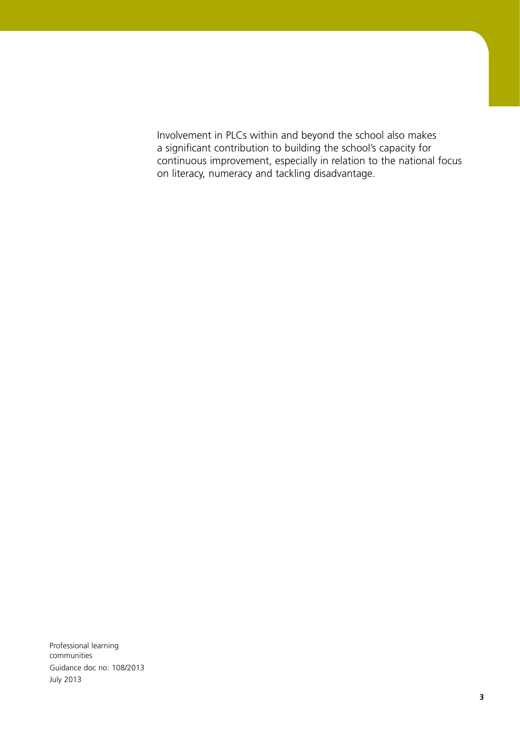Involvement in PLCs within and beyond the school also makes a significant contribution to building the school's capacity for continuous improvement, especially in relation to the national focus on literacy, numeracy and tackling disadvantage.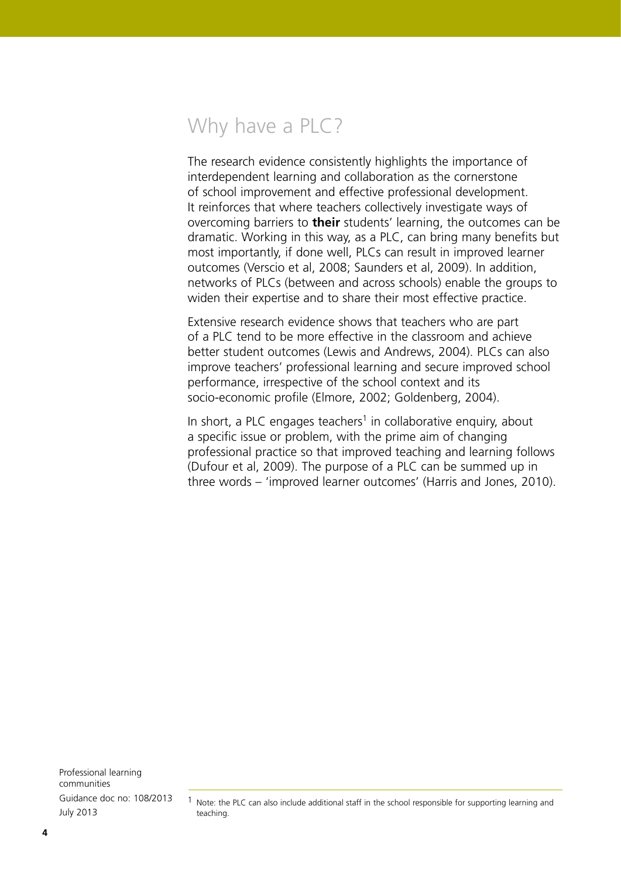## Why have a PLC?

The research evidence consistently highlights the importance of interdependent learning and collaboration as the cornerstone of school improvement and effective professional development. It reinforces that where teachers collectively investigate ways of overcoming barriers to **their** students' learning, the outcomes can be dramatic. Working in this way, as a PLC, can bring many benefits but most importantly, if done well, PLCs can result in improved learner outcomes (Verscio et al, 2008; Saunders et al, 2009). In addition, networks of PLCs (between and across schools) enable the groups to widen their expertise and to share their most effective practice.

Extensive research evidence shows that teachers who are part of a PLC tend to be more effective in the classroom and achieve better student outcomes (Lewis and Andrews, 2004). PLCs can also improve teachers' professional learning and secure improved school performance, irrespective of the school context and its socio-economic profile (Elmore, 2002; Goldenberg, 2004).

In short, a PLC engages teachers[1] in collaborative enquiry, about a specific issue or problem, with the prime aim of changing professional practice so that improved teaching and learning follows (Dufour et al, 2009). The purpose of a PLC can be summed up in three words – 'improved learner outcomes' (Harris and Jones, 2010).

[1] Note: the PLC can also include additional staff in the school responsible for supporting learning and teaching.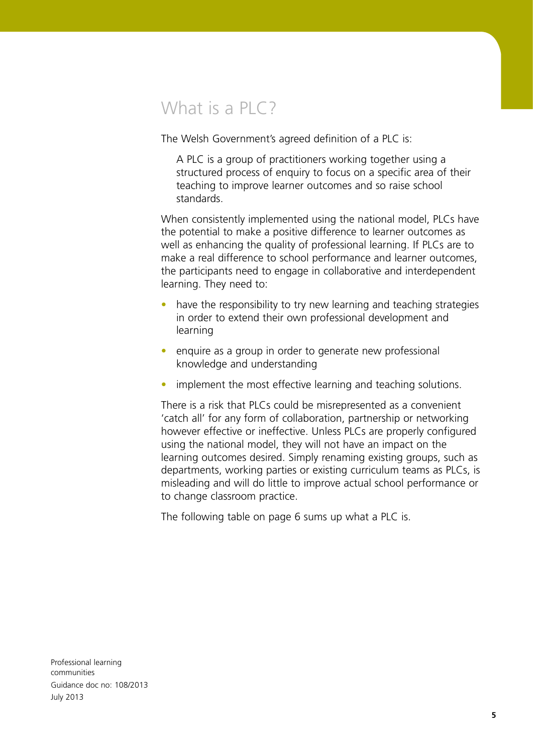## What is a PLC?

The Welsh Government's agreed definition of a PLC is:

> A PLC is a group of practitioners working together using a structured process of enquiry to focus on a specific area of their teaching to improve learner outcomes and so raise school standards.

When consistently implemented using the national model, PLCs have the potential to make a positive difference to learner outcomes as well as enhancing the quality of professional learning. If PLCs are to make a real difference to school performance and learner outcomes, the participants need to engage in collaborative and interdependent learning. They need to:

- have the responsibility to try new learning and teaching strategies in order to extend their own professional development and learning
- enquire as a group in order to generate new professional knowledge and understanding
- implement the most effective learning and teaching solutions.

There is a risk that PLCs could be misrepresented as a convenient 'catch all' for any form of collaboration, partnership or networking however effective or ineffective. Unless PLCs are properly configured using the national model, they will not have an impact on the learning outcomes desired. Simply renaming existing groups, such as departments, working parties or existing curriculum teams as PLCs, is misleading and will do little to improve actual school performance or to change classroom practice.

The following table on page 6 sums up what a PLC is.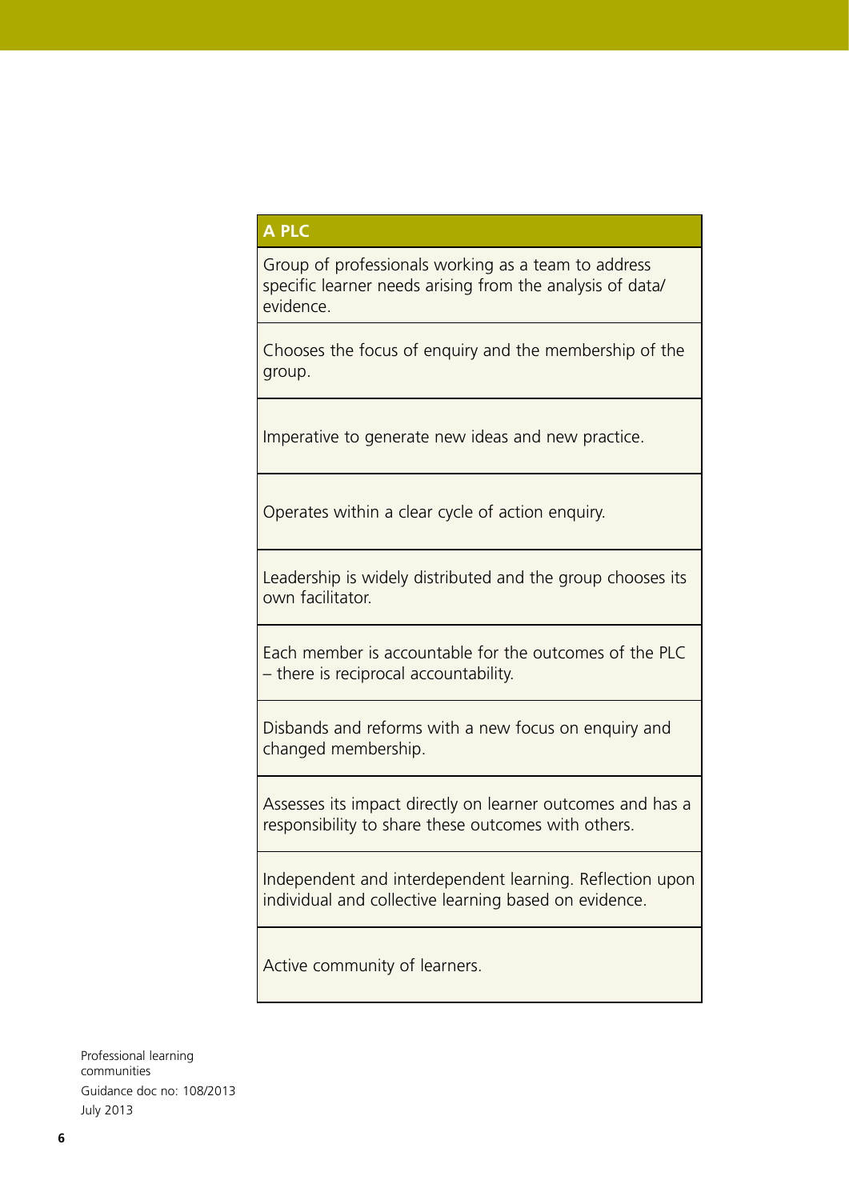| A PLC |
| --- |
| Group of professionals working as a team to address specific learner needs arising from the analysis of data/ evidence. |
| Chooses the focus of enquiry and the membership of the group. |
| Imperative to generate new ideas and new practice. |
| Operates within a clear cycle of action enquiry. |
| Leadership is widely distributed and the group chooses its own facilitator. |
| Each member is accountable for the outcomes of the PLC – there is reciprocal accountability. |
| Disbands and reforms with a new focus on enquiry and changed membership. |
| Assesses its impact directly on learner outcomes and has a responsibility to share these outcomes with others. |
| Independent and interdependent learning. Reflection upon individual and collective learning based on evidence. |
| Active community of learners. |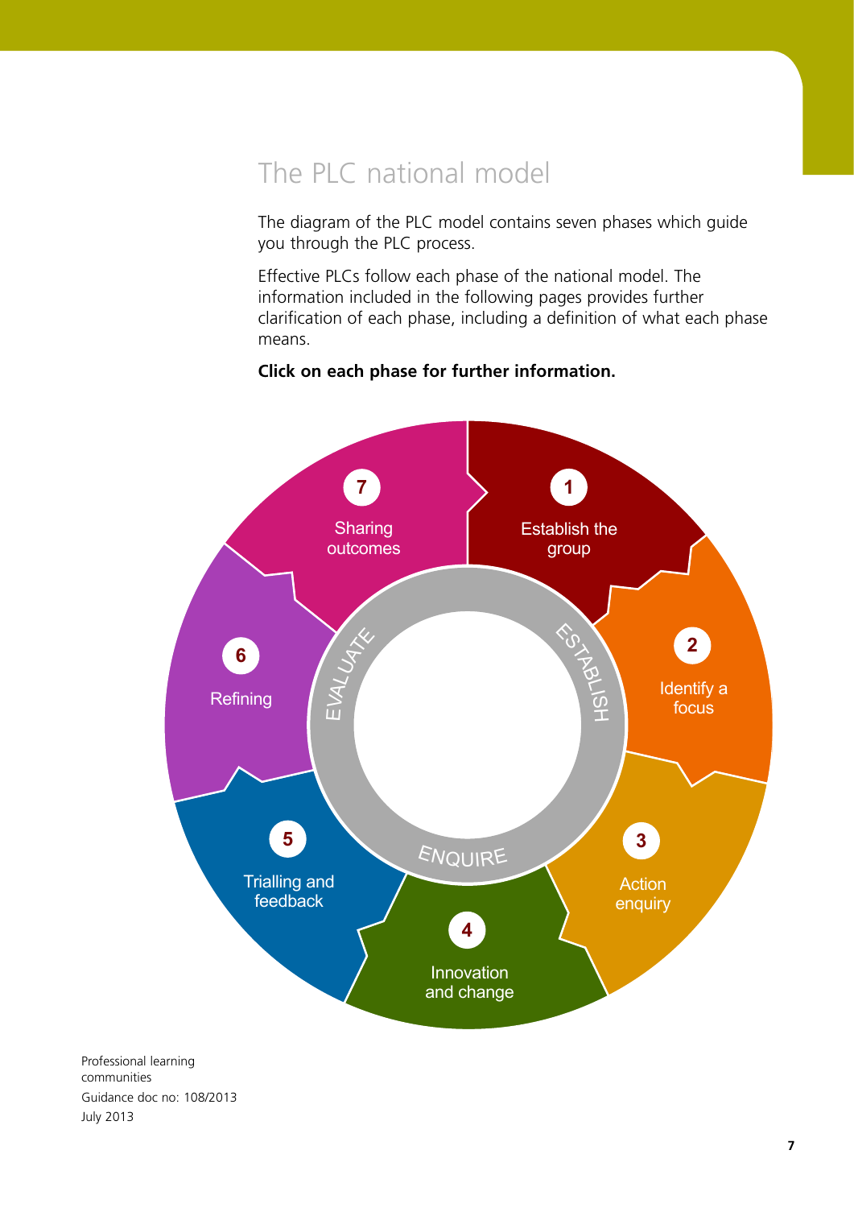# The PLC national model

The diagram of the PLC model contains seven phases which guide you through the PLC process.

Effective PLCs follow each phase of the national model. The information included in the following pages provides further clarification of each phase, including a definition of what each phase means.

**Click on each phase for further information.**

ESTABLISH

1. Establish the group
2. Identify a focus

ENQUIRE

3. Action enquiry
4. Innovation and change
5. Trialling and feedback

EVALUATE

6. Refining
7. Sharing outcomes

Professional learning communities
Guidance doc no: 108/2013
July 2013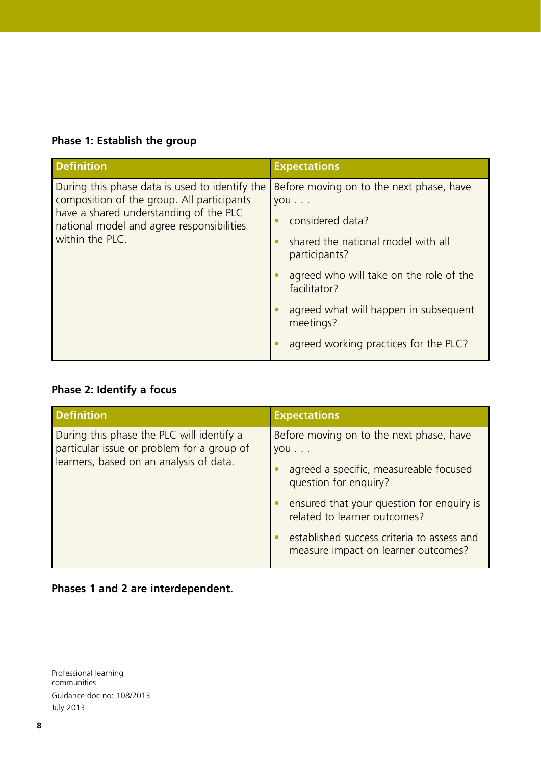**Phase 1: Establish the group**

| Definition | Expectations |
|---|---|
| During this phase data is used to identify the composition of the group. All participants have a shared understanding of the PLC national model and agree responsibilities within the PLC. | Before moving on to the next phase, have you . . .<br>• considered data?<br>• shared the national model with all participants?<br>• agreed who will take on the role of the facilitator?<br>• agreed what will happen in subsequent meetings?<br>• agreed working practices for the PLC? |

**Phase 2: Identify a focus**

| Definition | Expectations |
|---|---|
| During this phase the PLC will identify a particular issue or problem for a group of learners, based on an analysis of data. | Before moving on to the next phase, have you . . .<br>• agreed a specific, measureable focused question for enquiry?<br>• ensured that your question for enquiry is related to learner outcomes?<br>• established success criteria to assess and measure impact on learner outcomes? |

**Phases 1 and 2 are interdependent.**

Professional learning communities
Guidance doc no: 108/2013
July 2013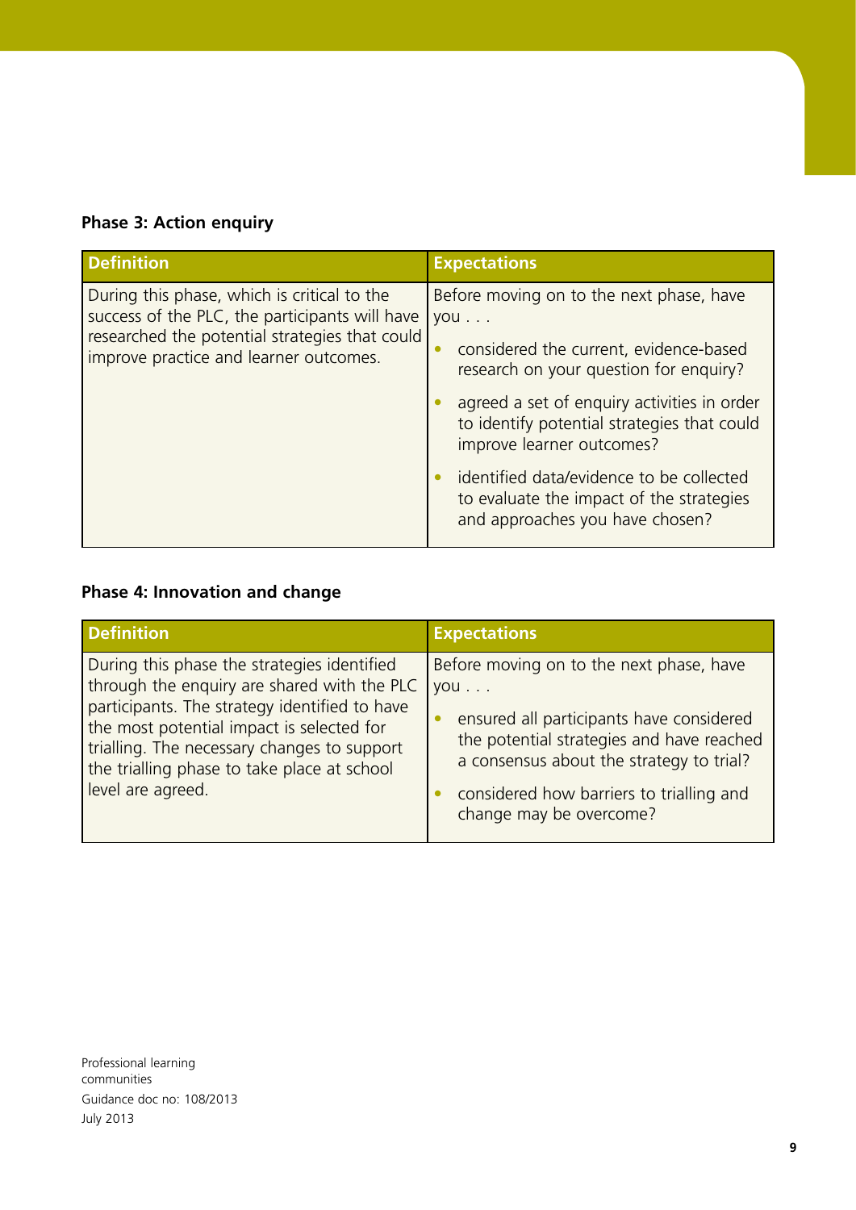### Phase 3: Action enquiry

| Definition | Expectations |
|---|---|
| During this phase, which is critical to the success of the PLC, the participants will have researched the potential strategies that could improve practice and learner outcomes. | Before moving on to the next phase, have you . . .<br>• considered the current, evidence-based research on your question for enquiry?<br>• agreed a set of enquiry activities in order to identify potential strategies that could improve learner outcomes?<br>• identified data/evidence to be collected to evaluate the impact of the strategies and approaches you have chosen? |

### Phase 4: Innovation and change

| Definition | Expectations |
|---|---|
| During this phase the strategies identified through the enquiry are shared with the PLC participants. The strategy identified to have the most potential impact is selected for trialling. The necessary changes to support the trialling phase to take place at school level are agreed. | Before moving on to the next phase, have you . . .<br>• ensured all participants have considered the potential strategies and have reached a consensus about the strategy to trial?<br>• considered how barriers to trialling and change may be overcome? |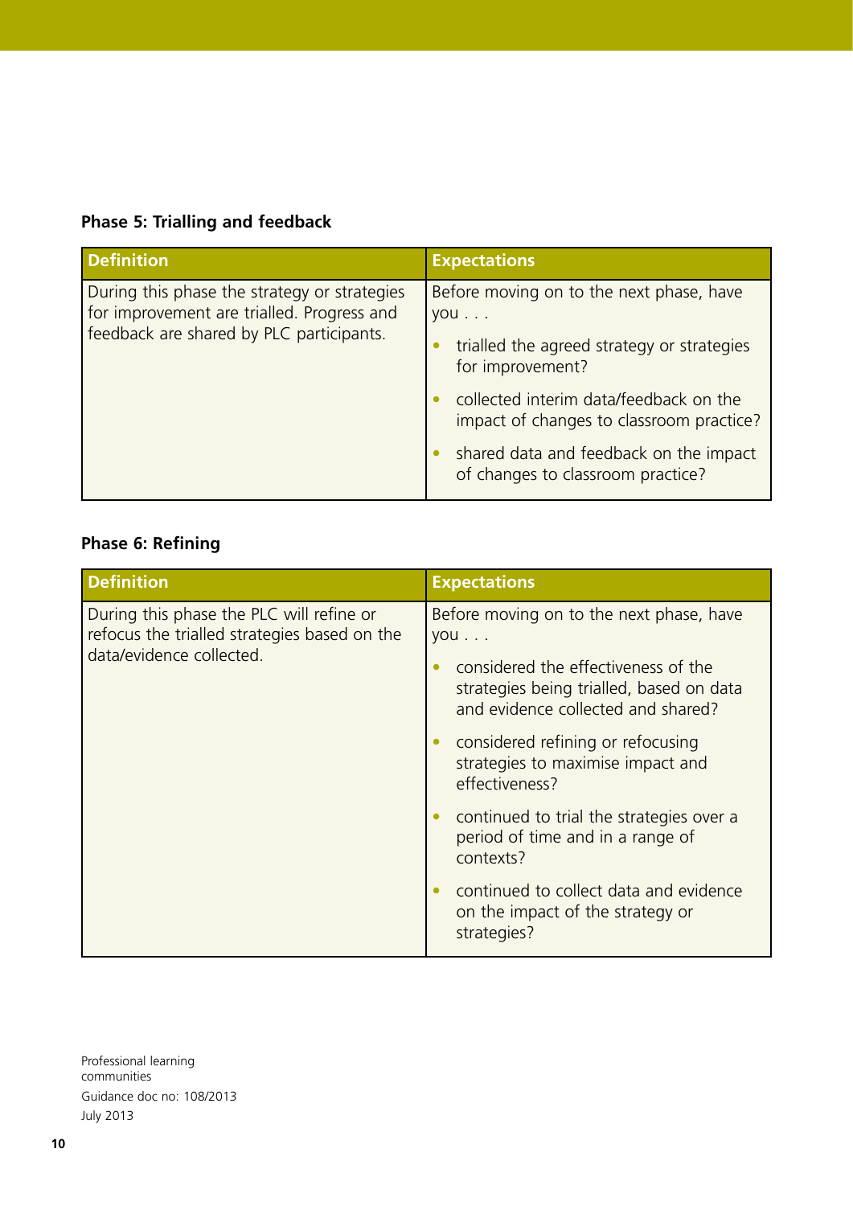### Phase 5: Trialling and feedback

| Definition | Expectations |
|---|---|
| During this phase the strategy or strategies for improvement are trialled. Progress and feedback are shared by PLC participants. | Before moving on to the next phase, have you . . .<br>• trialled the agreed strategy or strategies for improvement?<br>• collected interim data/feedback on the impact of changes to classroom practice?<br>• shared data and feedback on the impact of changes to classroom practice? |

### Phase 6: Refining

| Definition | Expectations |
|---|---|
| During this phase the PLC will refine or refocus the trialled strategies based on the data/evidence collected. | Before moving on to the next phase, have you . . .<br>• considered the effectiveness of the strategies being trialled, based on data and evidence collected and shared?<br>• considered refining or refocusing strategies to maximise impact and effectiveness?<br>• continued to trial the strategies over a period of time and in a range of contexts?<br>• continued to collect data and evidence on the impact of the strategy or strategies? |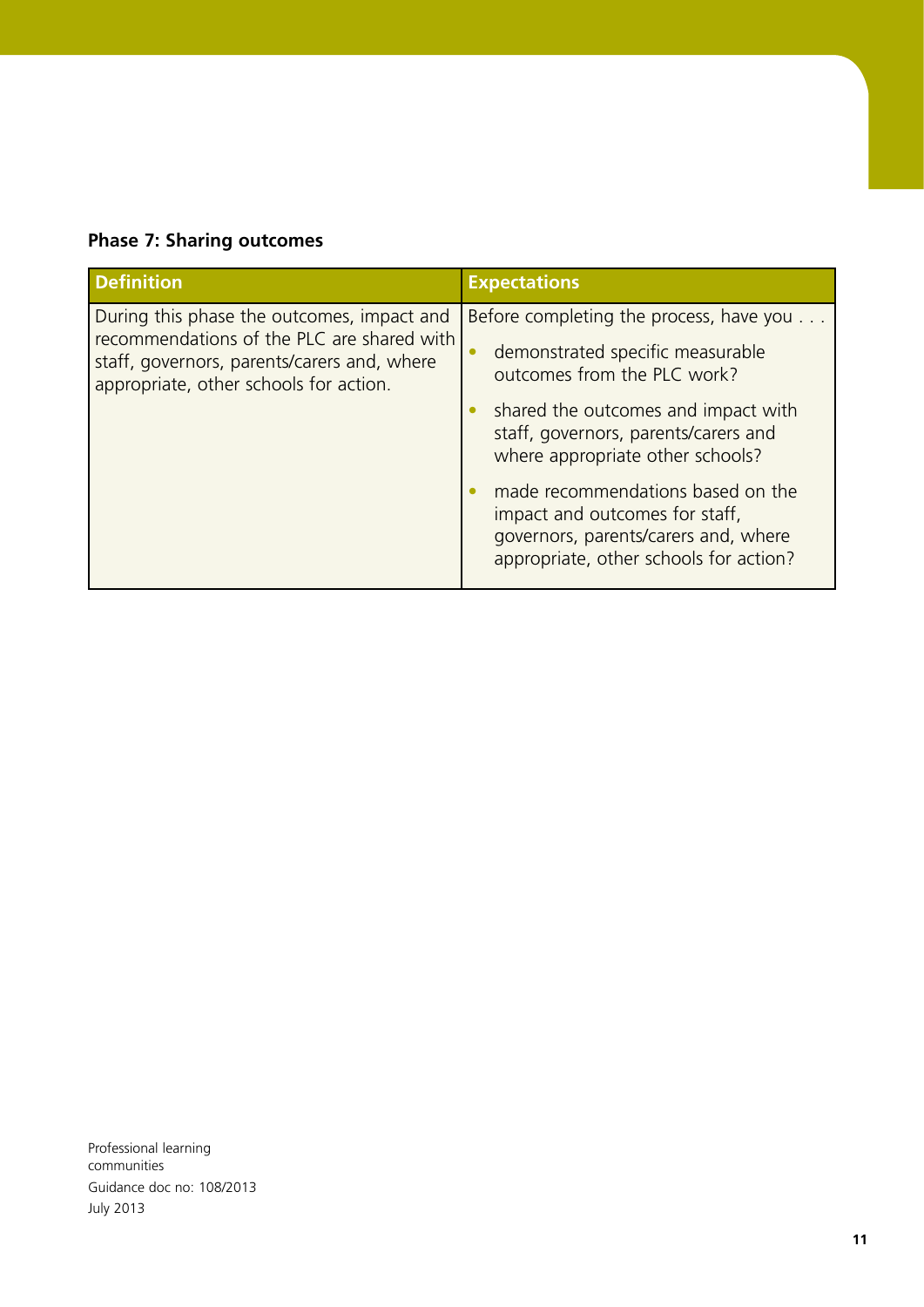### Phase 7: Sharing outcomes

| Definition | Expectations |
|---|---|
| During this phase the outcomes, impact and recommendations of the PLC are shared with staff, governors, parents/carers and, where appropriate, other schools for action. | Before completing the process, have you . . .<br>• demonstrated specific measurable outcomes from the PLC work?<br>• shared the outcomes and impact with staff, governors, parents/carers and where appropriate other schools?<br>• made recommendations based on the impact and outcomes for staff, governors, parents/carers and, where appropriate, other schools for action? |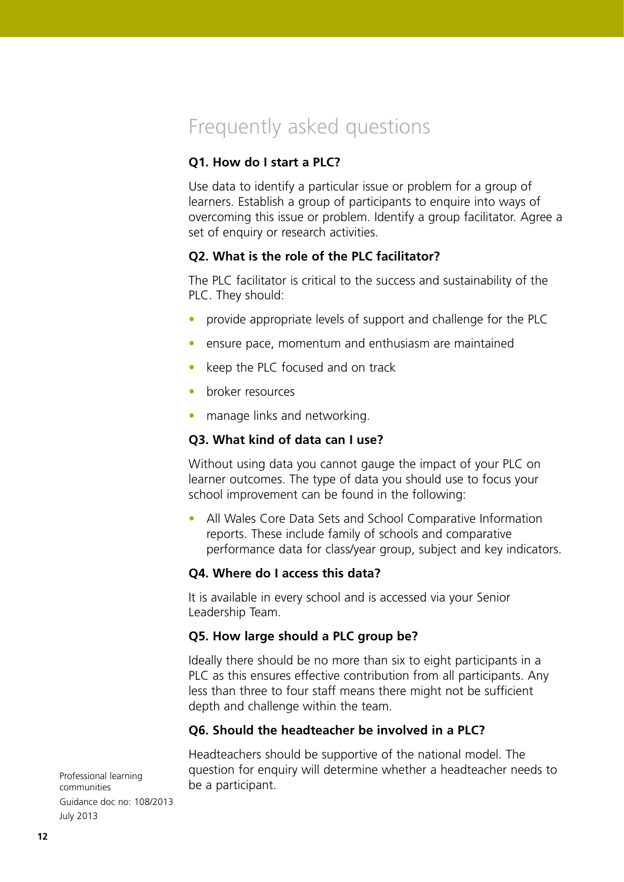## Frequently asked questions

### Q1. How do I start a PLC?

Use data to identify a particular issue or problem for a group of learners. Establish a group of participants to enquire into ways of overcoming this issue or problem. Identify a group facilitator. Agree a set of enquiry or research activities.

### Q2. What is the role of the PLC facilitator?

The PLC facilitator is critical to the success and sustainability of the PLC. They should:

- provide appropriate levels of support and challenge for the PLC
- ensure pace, momentum and enthusiasm are maintained
- keep the PLC focused and on track
- broker resources
- manage links and networking.

### Q3. What kind of data can I use?

Without using data you cannot gauge the impact of your PLC on learner outcomes. The type of data you should use to focus your school improvement can be found in the following:

- All Wales Core Data Sets and School Comparative Information reports. These include family of schools and comparative performance data for class/year group, subject and key indicators.

### Q4. Where do I access this data?

It is available in every school and is accessed via your Senior Leadership Team.

### Q5. How large should a PLC group be?

Ideally there should be no more than six to eight participants in a PLC as this ensures effective contribution from all participants. Any less than three to four staff means there might not be sufficient depth and challenge within the team.

### Q6. Should the headteacher be involved in a PLC?

Headteachers should be supportive of the national model. The question for enquiry will determine whether a headteacher needs to be a participant.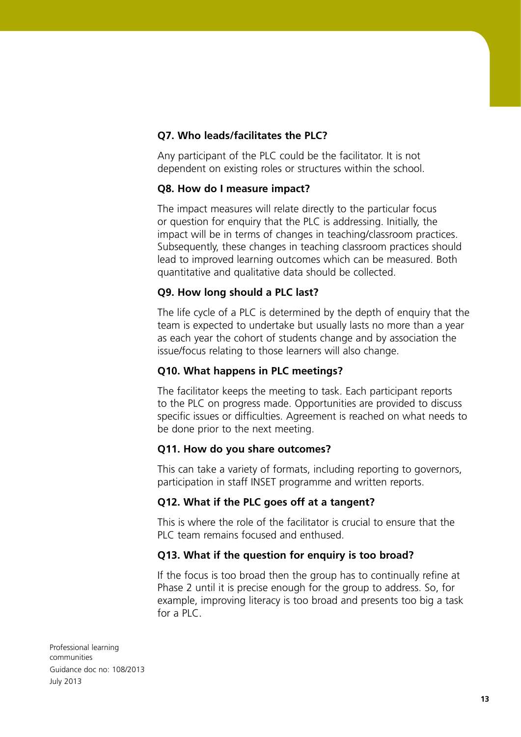### Q7. Who leads/facilitates the PLC?

Any participant of the PLC could be the facilitator. It is not dependent on existing roles or structures within the school.

### Q8. How do I measure impact?

The impact measures will relate directly to the particular focus or question for enquiry that the PLC is addressing. Initially, the impact will be in terms of changes in teaching/classroom practices. Subsequently, these changes in teaching classroom practices should lead to improved learning outcomes which can be measured. Both quantitative and qualitative data should be collected.

### Q9. How long should a PLC last?

The life cycle of a PLC is determined by the depth of enquiry that the team is expected to undertake but usually lasts no more than a year as each year the cohort of students change and by association the issue/focus relating to those learners will also change.

### Q10. What happens in PLC meetings?

The facilitator keeps the meeting to task. Each participant reports to the PLC on progress made. Opportunities are provided to discuss specific issues or difficulties. Agreement is reached on what needs to be done prior to the next meeting.

### Q11. How do you share outcomes?

This can take a variety of formats, including reporting to governors, participation in staff INSET programme and written reports.

### Q12. What if the PLC goes off at a tangent?

This is where the role of the facilitator is crucial to ensure that the PLC team remains focused and enthused.

### Q13. What if the question for enquiry is too broad?

If the focus is too broad then the group has to continually refine at Phase 2 until it is precise enough for the group to address. So, for example, improving literacy is too broad and presents too big a task for a PLC.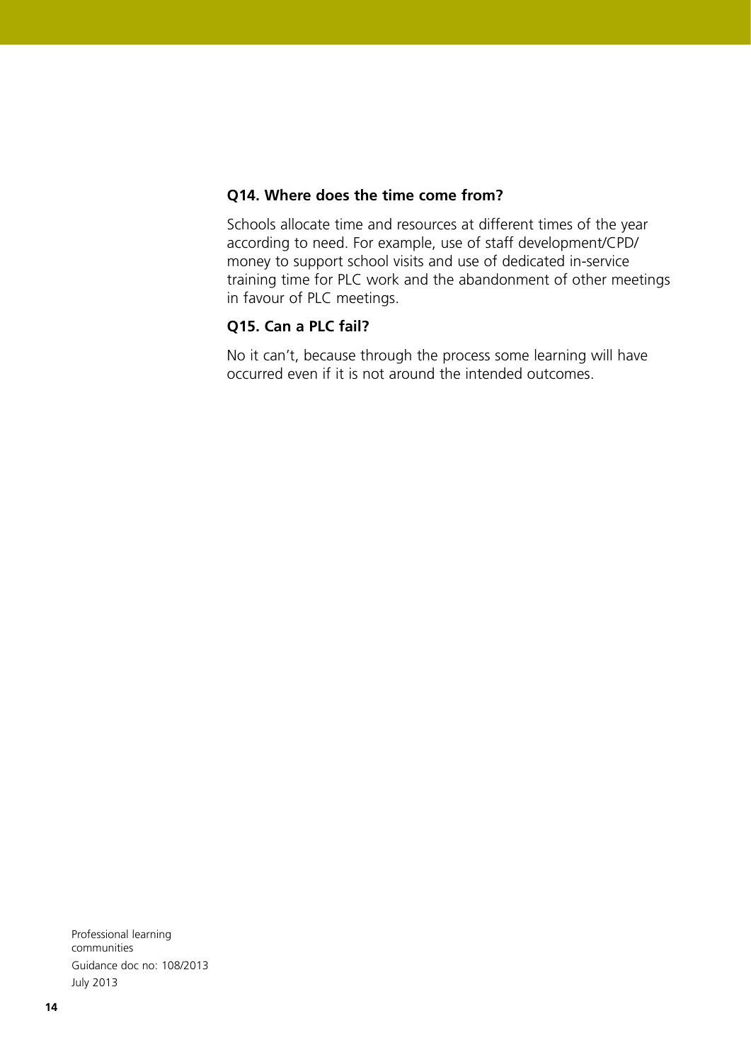### Q14. Where does the time come from?

Schools allocate time and resources at different times of the year according to need. For example, use of staff development/CPD/ money to support school visits and use of dedicated in-service training time for PLC work and the abandonment of other meetings in favour of PLC meetings.

### Q15. Can a PLC fail?

No it can't, because through the process some learning will have occurred even if it is not around the intended outcomes.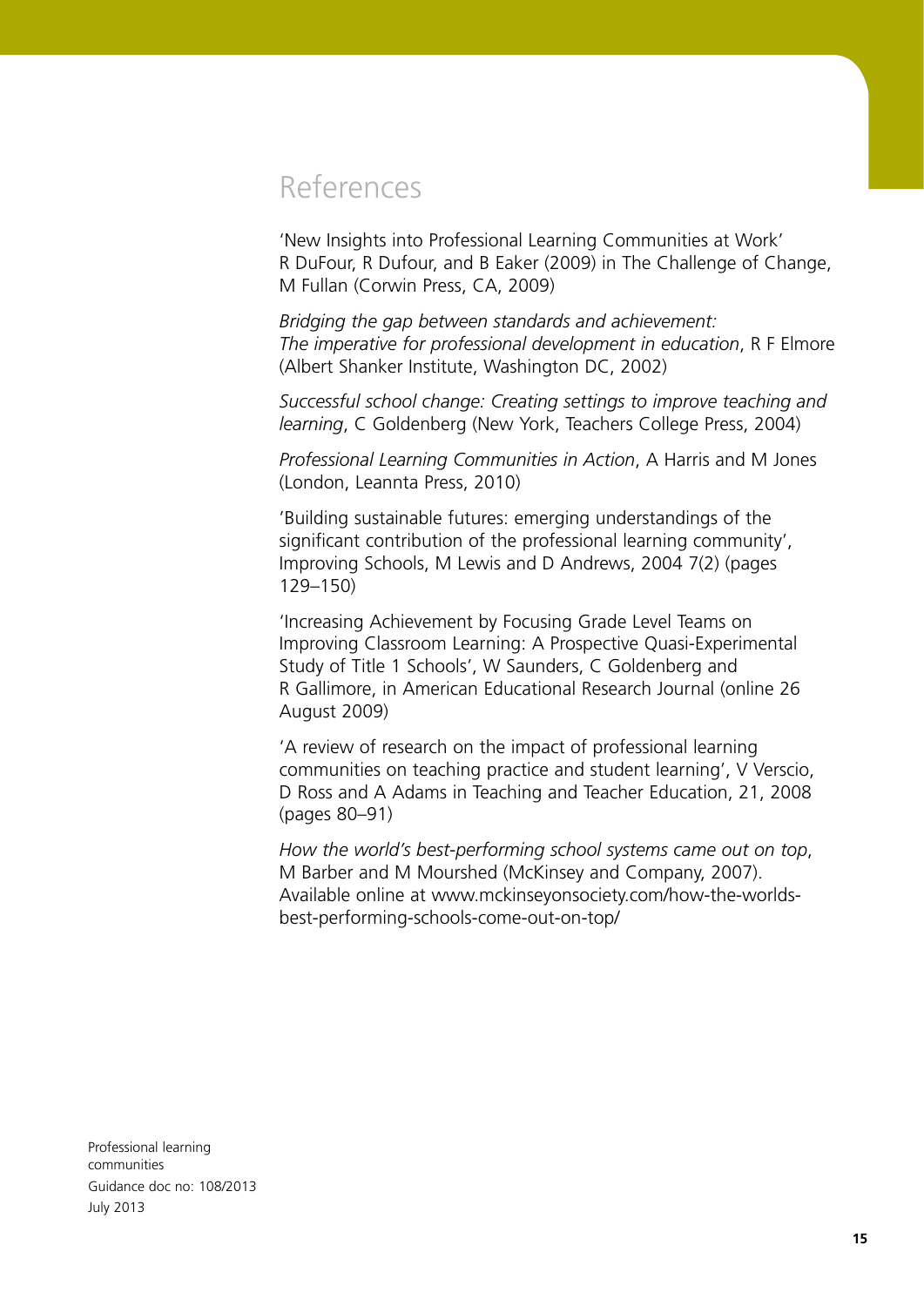# References

'New Insights into Professional Learning Communities at Work' R DuFour, R Dufour, and B Eaker (2009) in The Challenge of Change, M Fullan (Corwin Press, CA, 2009)

*Bridging the gap between standards and achievement: The imperative for professional development in education*, R F Elmore (Albert Shanker Institute, Washington DC, 2002)

*Successful school change: Creating settings to improve teaching and learning*, C Goldenberg (New York, Teachers College Press, 2004)

*Professional Learning Communities in Action*, A Harris and M Jones (London, Leannta Press, 2010)

'Building sustainable futures: emerging understandings of the significant contribution of the professional learning community', Improving Schools, M Lewis and D Andrews, 2004 7(2) (pages 129–150)

'Increasing Achievement by Focusing Grade Level Teams on Improving Classroom Learning: A Prospective Quasi-Experimental Study of Title 1 Schools', W Saunders, C Goldenberg and R Gallimore, in American Educational Research Journal (online 26 August 2009)

'A review of research on the impact of professional learning communities on teaching practice and student learning', V Verscio, D Ross and A Adams in Teaching and Teacher Education, 21, 2008 (pages 80–91)

*How the world's best-performing school systems came out on top*, M Barber and M Mourshed (McKinsey and Company, 2007). Available online at www.mckinseyonsociety.com/how-the-worlds-best-performing-schools-come-out-on-top/